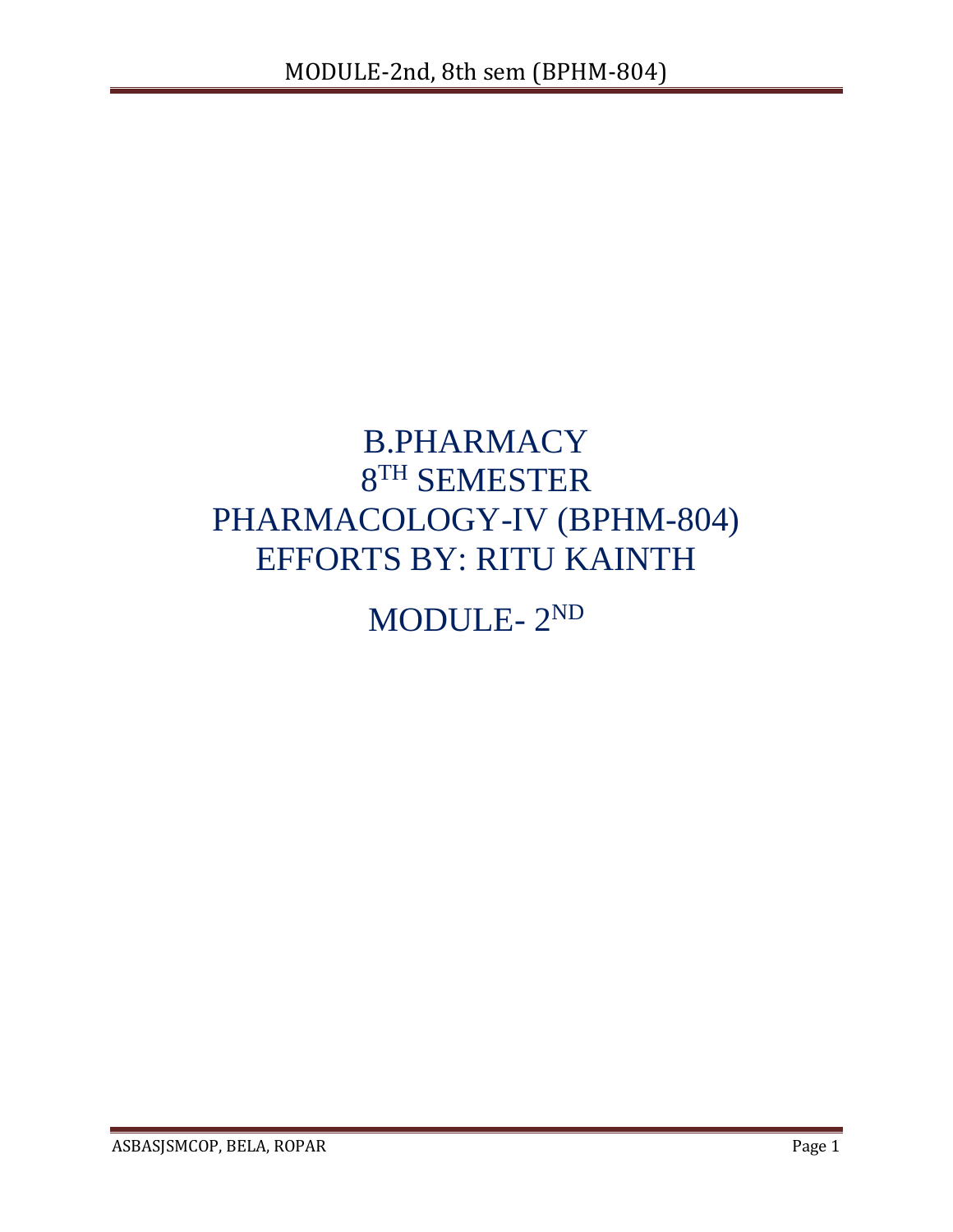# B.PHARMACY

# 8TH SEMESTER

# PHARMACOLOGY-IV (BPHM-804)

# EFFORTS BY: RITU KAINTH

# MODULE- 2ND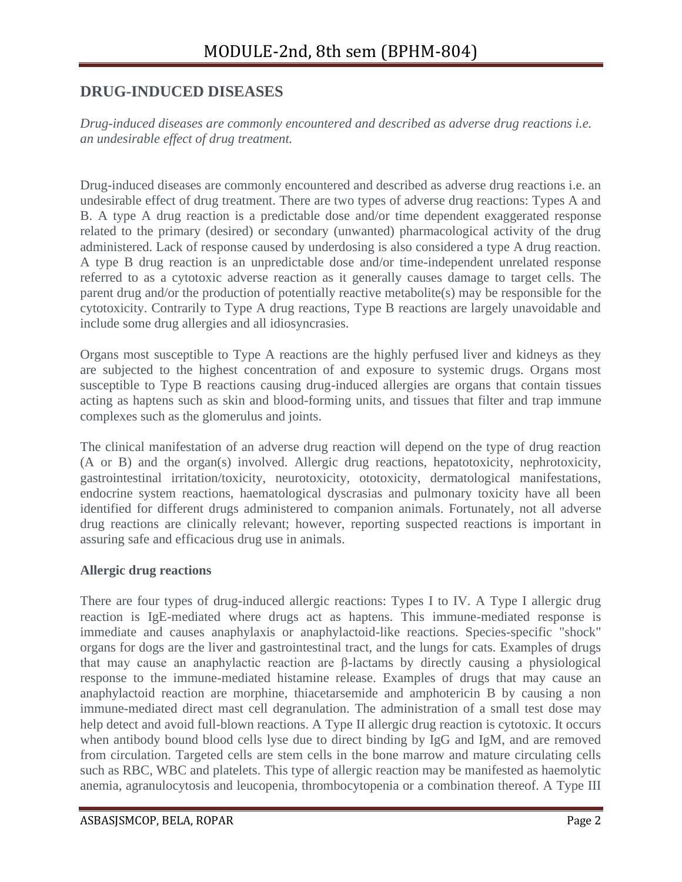## DRUG-INDUCED DISEASES

*Drug-induced diseases are commonly encountered and described as adverse drug reactions i.e. an undesirable effect of drug treatment.*

Drug-induced diseases are commonly encountered and described as adverse drug reactions i.e. an undesirable effect of drug treatment. There are two types of adverse drug reactions: Types A and B. A type A drug reaction is a predictable dose and/or time dependent exaggerated response related to the primary (desired) or secondary (unwanted) pharmacological activity of the drug administered. Lack of response caused by underdosing is also considered a type A drug reaction. A type B drug reaction is an unpredictable dose and/or time-independent unrelated response referred to as a cytotoxic adverse reaction as it generally causes damage to target cells. The parent drug and/or the production of potentially reactive metabolite(s) may be responsible for the cytotoxicity. Contrarily to Type A drug reactions, Type B reactions are largely unavoidable and include some drug allergies and all idiosyncrasies.

Organs most susceptible to Type A reactions are the highly perfused liver and kidneys as they are subjected to the highest concentration of and exposure to systemic drugs. Organs most susceptible to Type B reactions causing drug-induced allergies are organs that contain tissues acting as haptens such as skin and blood-forming units, and tissues that filter and trap immune complexes such as the glomerulus and joints.

The clinical manifestation of an adverse drug reaction will depend on the type of drug reaction (A or B) and the organ(s) involved. Allergic drug reactions, hepatotoxicity, nephrotoxicity, gastrointestinal irritation/toxicity, neurotoxicity, ototoxicity, dermatological manifestations, endocrine system reactions, haematological dyscrasias and pulmonary toxicity have all been identified for different drugs administered to companion animals. Fortunately, not all adverse drug reactions are clinically relevant; however, reporting suspected reactions is important in assuring safe and efficacious drug use in animals.

### Allergic drug reactions

There are four types of drug-induced allergic reactions: Types I to IV. A Type I allergic drug reaction is IgE-mediated where drugs act as haptens. This immune-mediated response is immediate and causes anaphylaxis or anaphylactoid-like reactions. Species-specific "shock" organs for dogs are the liver and gastrointestinal tract, and the lungs for cats. Examples of drugs that may cause an anaphylactic reaction are β-lactams by directly causing a physiological response to the immune-mediated histamine release. Examples of drugs that may cause an anaphylactoid reaction are morphine, thiacetarsemide and amphotericin B by causing a non immune-mediated direct mast cell degranulation. The administration of a small test dose may help detect and avoid full-blown reactions. A Type II allergic drug reaction is cytotoxic. It occurs when antibody bound blood cells lyse due to direct binding by IgG and IgM, and are removed from circulation. Targeted cells are stem cells in the bone marrow and mature circulating cells such as RBC, WBC and platelets. This type of allergic reaction may be manifested as haemolytic anemia, agranulocytosis and leucopenia, thrombocytopenia or a combination thereof. A Type III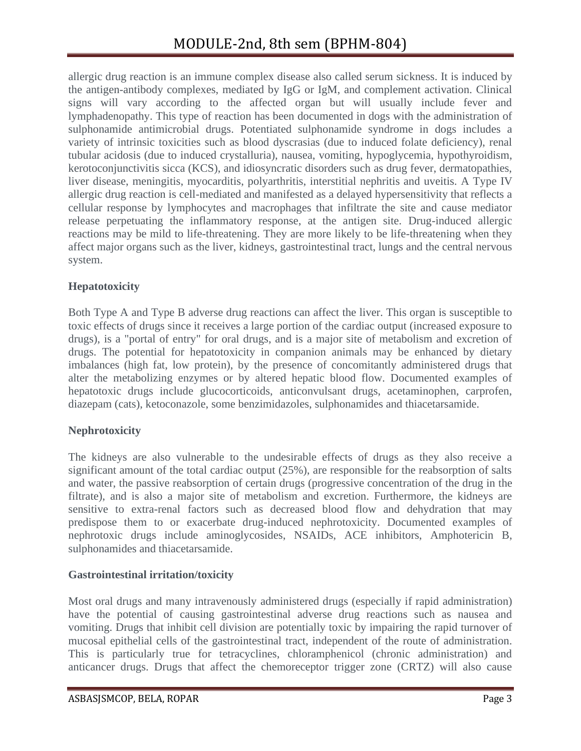allergic drug reaction is an immune complex disease also called serum sickness. It is induced by the antigen-antibody complexes, mediated by IgG or IgM, and complement activation. Clinical signs will vary according to the affected organ but will usually include fever and lymphadenopathy. This type of reaction has been documented in dogs with the administration of sulphonamide antimicrobial drugs. Potentiated sulphonamide syndrome in dogs includes a variety of intrinsic toxicities such as blood dyscrasias (due to induced folate deficiency), renal tubular acidosis (due to induced crystalluria), nausea, vomiting, hypoglycemia, hypothyroidism, kerotoconjunctivitis sicca (KCS), and idiosyncratic disorders such as drug fever, dermatopathies, liver disease, meningitis, myocarditis, polyarthritis, interstitial nephritis and uveitis. A Type IV allergic drug reaction is cell-mediated and manifested as a delayed hypersensitivity that reflects a cellular response by lymphocytes and macrophages that infiltrate the site and cause mediator release perpetuating the inflammatory response, at the antigen site. Drug-induced allergic reactions may be mild to life-threatening. They are more likely to be life-threatening when they affect major organs such as the liver, kidneys, gastrointestinal tract, lungs and the central nervous system.

**Hepatotoxicity**

Both Type A and Type B adverse drug reactions can affect the liver. This organ is susceptible to toxic effects of drugs since it receives a large portion of the cardiac output (increased exposure to drugs), is a "portal of entry" for oral drugs, and is a major site of metabolism and excretion of drugs. The potential for hepatotoxicity in companion animals may be enhanced by dietary imbalances (high fat, low protein), by the presence of concomitantly administered drugs that alter the metabolizing enzymes or by altered hepatic blood flow. Documented examples of hepatotoxic drugs include glucocorticoids, anticonvulsant drugs, acetaminophen, carprofen, diazepam (cats), ketoconazole, some benzimidazoles, sulphonamides and thiacetarsamide.

**Nephrotoxicity**

The kidneys are also vulnerable to the undesirable effects of drugs as they also receive a significant amount of the total cardiac output (25%), are responsible for the reabsorption of salts and water, the passive reabsorption of certain drugs (progressive concentration of the drug in the filtrate), and is also a major site of metabolism and excretion. Furthermore, the kidneys are sensitive to extra-renal factors such as decreased blood flow and dehydration that may predispose them to or exacerbate drug-induced nephrotoxicity. Documented examples of nephrotoxic drugs include aminoglycosides, NSAIDs, ACE inhibitors, Amphotericin B, sulphonamides and thiacetarsamide.

**Gastrointestinal irritation/toxicity**

Most oral drugs and many intravenously administered drugs (especially if rapid administration) have the potential of causing gastrointestinal adverse drug reactions such as nausea and vomiting. Drugs that inhibit cell division are potentially toxic by impairing the rapid turnover of mucosal epithelial cells of the gastrointestinal tract, independent of the route of administration. This is particularly true for tetracyclines, chloramphenicol (chronic administration) and anticancer drugs. Drugs that affect the chemoreceptor trigger zone (CRTZ) will also cause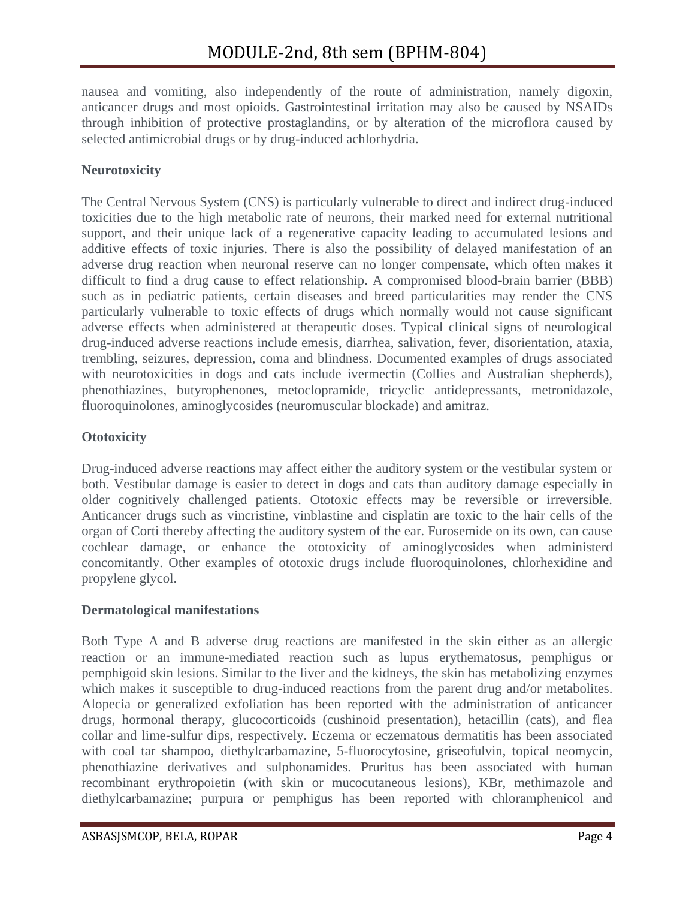nausea and vomiting, also independently of the route of administration, namely digoxin, anticancer drugs and most opioids. Gastrointestinal irritation may also be caused by NSAIDs through inhibition of protective prostaglandins, or by alteration of the microflora caused by selected antimicrobial drugs or by drug-induced achlorhydria.

**Neurotoxicity**

The Central Nervous System (CNS) is particularly vulnerable to direct and indirect drug-induced toxicities due to the high metabolic rate of neurons, their marked need for external nutritional support, and their unique lack of a regenerative capacity leading to accumulated lesions and additive effects of toxic injuries. There is also the possibility of delayed manifestation of an adverse drug reaction when neuronal reserve can no longer compensate, which often makes it difficult to find a drug cause to effect relationship. A compromised blood-brain barrier (BBB) such as in pediatric patients, certain diseases and breed particularities may render the CNS particularly vulnerable to toxic effects of drugs which normally would not cause significant adverse effects when administered at therapeutic doses. Typical clinical signs of neurological drug-induced adverse reactions include emesis, diarrhea, salivation, fever, disorientation, ataxia, trembling, seizures, depression, coma and blindness. Documented examples of drugs associated with neurotoxicities in dogs and cats include ivermectin (Collies and Australian shepherds), phenothiazines, butyrophenones, metoclopramide, tricyclic antidepressants, metronidazole, fluoroquinolones, aminoglycosides (neuromuscular blockade) and amitraz.

**Ototoxicity**

Drug-induced adverse reactions may affect either the auditory system or the vestibular system or both. Vestibular damage is easier to detect in dogs and cats than auditory damage especially in older cognitively challenged patients. Ototoxic effects may be reversible or irreversible. Anticancer drugs such as vincristine, vinblastine and cisplatin are toxic to the hair cells of the organ of Corti thereby affecting the auditory system of the ear. Furosemide on its own, can cause cochlear damage, or enhance the ototoxicity of aminoglycosides when administerd concomitantly. Other examples of ototoxic drugs include fluoroquinolones, chlorhexidine and propylene glycol.

**Dermatological manifestations**

Both Type A and B adverse drug reactions are manifested in the skin either as an allergic reaction or an immune-mediated reaction such as lupus erythematosus, pemphigus or pemphigoid skin lesions. Similar to the liver and the kidneys, the skin has metabolizing enzymes which makes it susceptible to drug-induced reactions from the parent drug and/or metabolites. Alopecia or generalized exfoliation has been reported with the administration of anticancer drugs, hormonal therapy, glucocorticoids (cushinoid presentation), hetacillin (cats), and flea collar and lime-sulfur dips, respectively. Eczema or eczematous dermatitis has been associated with coal tar shampoo, diethylcarbamazine, 5-fluorocytosine, griseofulvin, topical neomycin, phenothiazine derivatives and sulphonamides. Pruritus has been associated with human recombinant erythropoietin (with skin or mucocutaneous lesions), KBr, methimazole and diethylcarbamazine; purpura or pemphigus has been reported with chloramphenicol and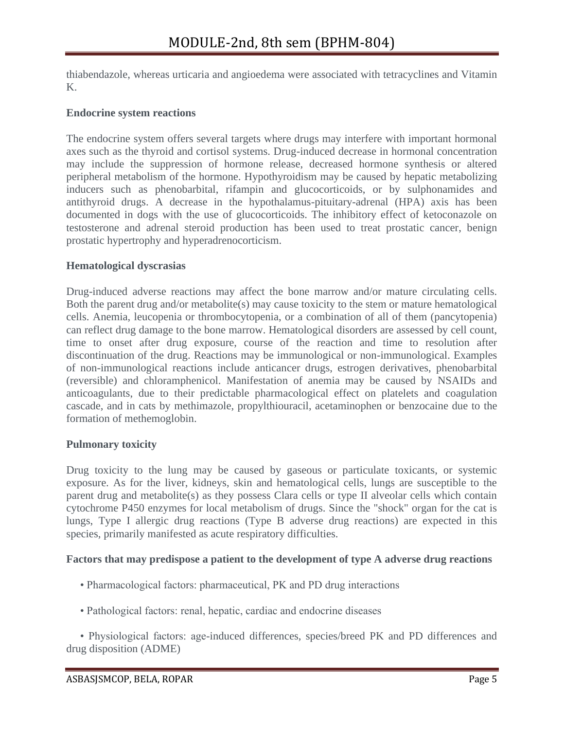thiabendazole, whereas urticaria and angioedema were associated with tetracyclines and Vitamin K.

**Endocrine system reactions**

The endocrine system offers several targets where drugs may interfere with important hormonal axes such as the thyroid and cortisol systems. Drug-induced decrease in hormonal concentration may include the suppression of hormone release, decreased hormone synthesis or altered peripheral metabolism of the hormone. Hypothyroidism may be caused by hepatic metabolizing inducers such as phenobarbital, rifampin and glucocorticoids, or by sulphonamides and antithyroid drugs. A decrease in the hypothalamus-pituitary-adrenal (HPA) axis has been documented in dogs with the use of glucocorticoids. The inhibitory effect of ketoconazole on testosterone and adrenal steroid production has been used to treat prostatic cancer, benign prostatic hypertrophy and hyperadrenocorticism.

**Hematological dyscrasias**

Drug-induced adverse reactions may affect the bone marrow and/or mature circulating cells. Both the parent drug and/or metabolite(s) may cause toxicity to the stem or mature hematological cells. Anemia, leucopenia or thrombocytopenia, or a combination of all of them (pancytopenia) can reflect drug damage to the bone marrow. Hematological disorders are assessed by cell count, time to onset after drug exposure, course of the reaction and time to resolution after discontinuation of the drug. Reactions may be immunological or non-immunological. Examples of non-immunological reactions include anticancer drugs, estrogen derivatives, phenobarbital (reversible) and chloramphenicol. Manifestation of anemia may be caused by NSAIDs and anticoagulants, due to their predictable pharmacological effect on platelets and coagulation cascade, and in cats by methimazole, propylthiouracil, acetaminophen or benzocaine due to the formation of methemoglobin.

**Pulmonary toxicity**

Drug toxicity to the lung may be caused by gaseous or particulate toxicants, or systemic exposure. As for the liver, kidneys, skin and hematological cells, lungs are susceptible to the parent drug and metabolite(s) as they possess Clara cells or type II alveolar cells which contain cytochrome P450 enzymes for local metabolism of drugs. Since the "shock" organ for the cat is lungs, Type I allergic drug reactions (Type B adverse drug reactions) are expected in this species, primarily manifested as acute respiratory difficulties.

**Factors that may predispose a patient to the development of type A adverse drug reactions**

- Pharmacological factors: pharmaceutical, PK and PD drug interactions
- Pathological factors: renal, hepatic, cardiac and endocrine diseases
- Physiological factors: age-induced differences, species/breed PK and PD differences and drug disposition (ADME)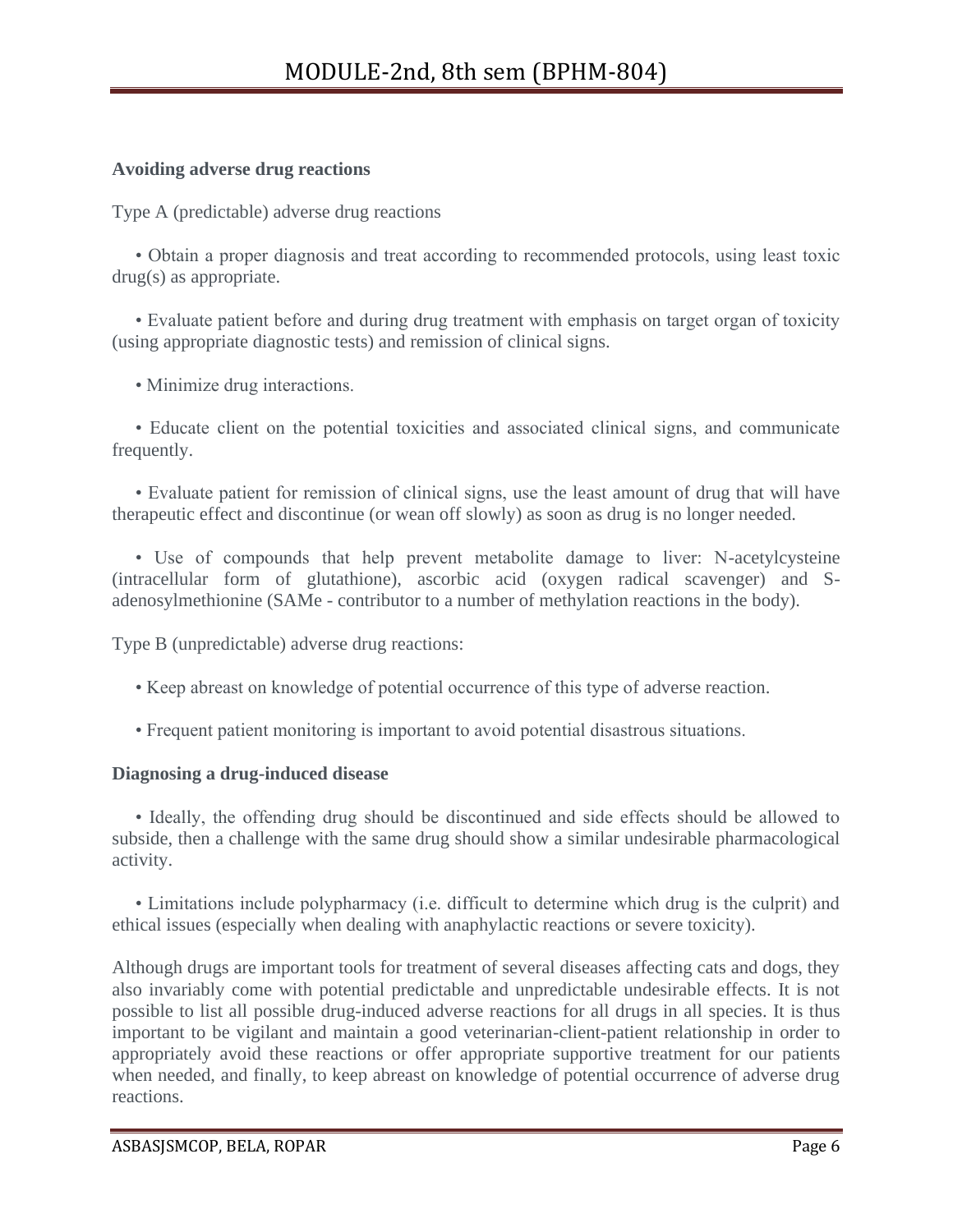**Avoiding adverse drug reactions**

Type A (predictable) adverse drug reactions

- Obtain a proper diagnosis and treat according to recommended protocols, using least toxic drug(s) as appropriate.
- Evaluate patient before and during drug treatment with emphasis on target organ of toxicity (using appropriate diagnostic tests) and remission of clinical signs.
- Minimize drug interactions.
- Educate client on the potential toxicities and associated clinical signs, and communicate frequently.
- Evaluate patient for remission of clinical signs, use the least amount of drug that will have therapeutic effect and discontinue (or wean off slowly) as soon as drug is no longer needed.
- Use of compounds that help prevent metabolite damage to liver: N-acetylcysteine (intracellular form of glutathione), ascorbic acid (oxygen radical scavenger) and S-adenosylmethionine (SAMe - contributor to a number of methylation reactions in the body).

Type B (unpredictable) adverse drug reactions:

- Keep abreast on knowledge of potential occurrence of this type of adverse reaction.
- Frequent patient monitoring is important to avoid potential disastrous situations.

**Diagnosing a drug-induced disease**

- Ideally, the offending drug should be discontinued and side effects should be allowed to subside, then a challenge with the same drug should show a similar undesirable pharmacological activity.
- Limitations include polypharmacy (i.e. difficult to determine which drug is the culprit) and ethical issues (especially when dealing with anaphylactic reactions or severe toxicity).

Although drugs are important tools for treatment of several diseases affecting cats and dogs, they also invariably come with potential predictable and unpredictable undesirable effects. It is not possible to list all possible drug-induced adverse reactions for all drugs in all species. It is thus important to be vigilant and maintain a good veterinarian-client-patient relationship in order to appropriately avoid these reactions or offer appropriate supportive treatment for our patients when needed, and finally, to keep abreast on knowledge of potential occurrence of adverse drug reactions.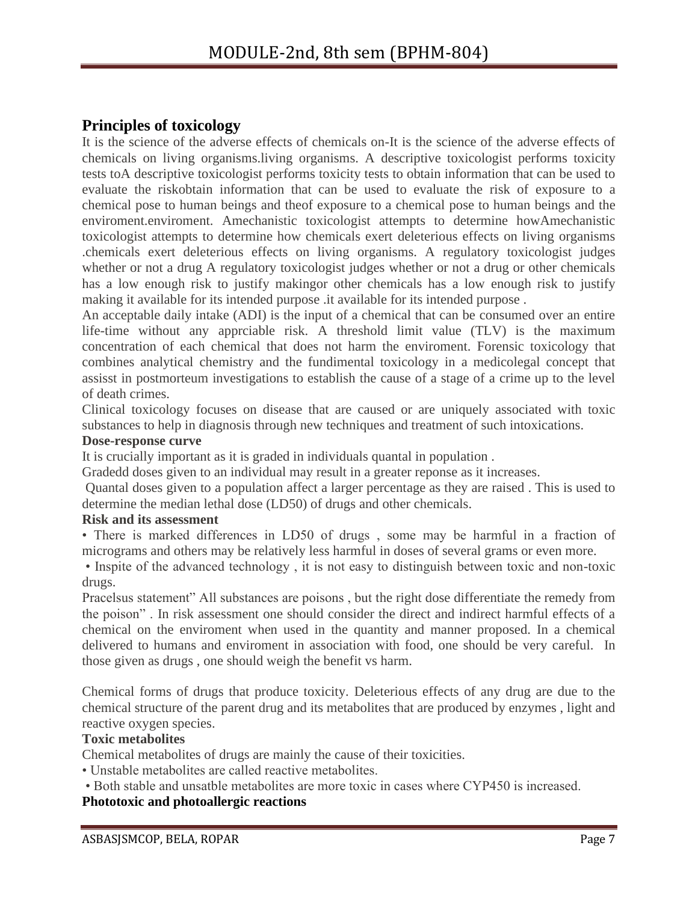## Principles of toxicology

It is the science of the adverse effects of chemicals on-It is the science of the adverse effects of chemicals on living organisms.living organisms. A descriptive toxicologist performs toxicity tests toA descriptive toxicologist performs toxicity tests to obtain information that can be used to evaluate the riskobtain information that can be used to evaluate the risk of exposure to a chemical pose to human beings and theof exposure to a chemical pose to human beings and the enviroment.enviroment. Amechanistic toxicologist attempts to determine howAmechanistic toxicologist attempts to determine how chemicals exert deleterious effects on living organisms .chemicals exert deleterious effects on living organisms. A regulatory toxicologist judges whether or not a drug A regulatory toxicologist judges whether or not a drug or other chemicals has a low enough risk to justify makingor other chemicals has a low enough risk to justify making it available for its intended purpose .it available for its intended purpose .

An acceptable daily intake (ADI) is the input of a chemical that can be consumed over an entire life-time without any apprciable risk. A threshold limit value (TLV) is the maximum concentration of each chemical that does not harm the enviroment. Forensic toxicology that combines analytical chemistry and the fundimental toxicology in a medicolegal concept that assisst in postmorteum investigations to establish the cause of a stage of a crime up to the level of death crimes.

Clinical toxicology focuses on disease that are caused or are uniquely associated with toxic substances to help in diagnosis through new techniques and treatment of such intoxications.

**Dose-response curve**

It is crucially important as it is graded in individuals quantal in population .

Gradedd doses given to an individual may result in a greater reponse as it increases.

Quantal doses given to a population affect a larger percentage as they are raised . This is used to determine the median lethal dose (LD50) of drugs and other chemicals.

**Risk and its assessment**

- There is marked differences in LD50 of drugs , some may be harmful in a fraction of micrograms and others may be relatively less harmful in doses of several grams or even more.
- Inspite of the advanced technology , it is not easy to distinguish between toxic and non-toxic drugs.

Pracelsus statement" All substances are poisons , but the right dose differentiate the remedy from the poison" . In risk assessment one should consider the direct and indirect harmful effects of a chemical on the enviroment when used in the quantity and manner proposed. In a chemical delivered to humans and enviroment in association with food, one should be very careful. In those given as drugs , one should weigh the benefit vs harm.

Chemical forms of drugs that produce toxicity. Deleterious effects of any drug are due to the chemical structure of the parent drug and its metabolites that are produced by enzymes , light and reactive oxygen species.

**Toxic metabolites**

Chemical metabolites of drugs are mainly the cause of their toxicities.

- Unstable metabolites are called reactive metabolites.
- Both stable and unsatble metabolites are more toxic in cases where CYP450 is increased.

**Phototoxic and photoallergic reactions**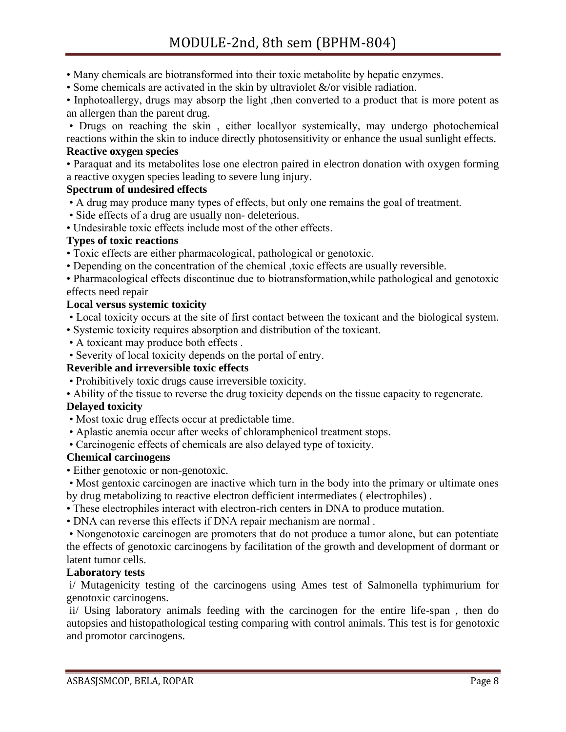• Many chemicals are biotransformed into their toxic metabolite by hepatic enzymes.

• Some chemicals are activated in the skin by ultraviolet &/or visible radiation.

• Inphotoallergy, drugs may absorp the light ,then converted to a product that is more potent as an allergen than the parent drug.

• Drugs on reaching the skin , either locallyor systemically, may undergo photochemical reactions within the skin to induce directly photosensitivity or enhance the usual sunlight effects.

**Reactive oxygen species**

• Paraquat and its metabolites lose one electron paired in electron donation with oxygen forming a reactive oxygen species leading to severe lung injury.

**Spectrum of undesired effects**

• A drug may produce many types of effects, but only one remains the goal of treatment.

• Side effects of a drug are usually non- deleterious.

• Undesirable toxic effects include most of the other effects.

**Types of toxic reactions**

• Toxic effects are either pharmacological, pathological or genotoxic.

• Depending on the concentration of the chemical ,toxic effects are usually reversible.

• Pharmacological effects discontinue due to biotransformation,while pathological and genotoxic effects need repair

**Local versus systemic toxicity**

• Local toxicity occurs at the site of first contact between the toxicant and the biological system.

• Systemic toxicity requires absorption and distribution of the toxicant.

• A toxicant may produce both effects .

• Severity of local toxicity depends on the portal of entry.

**Reverible and irreversible toxic effects**

• Prohibitively toxic drugs cause irreversible toxicity.

• Ability of the tissue to reverse the drug toxicity depends on the tissue capacity to regenerate.

**Delayed toxicity**

• Most toxic drug effects occur at predictable time.

• Aplastic anemia occur after weeks of chloramphenicol treatment stops.

• Carcinogenic effects of chemicals are also delayed type of toxicity.

**Chemical carcinogens**

• Either genotoxic or non-genotoxic.

• Most gentoxic carcinogen are inactive which turn in the body into the primary or ultimate ones by drug metabolizing to reactive electron defficient intermediates ( electrophiles) .

• These electrophiles interact with electron-rich centers in DNA to produce mutation.

• DNA can reverse this effects if DNA repair mechanism are normal .

• Nongenotoxic carcinogen are promoters that do not produce a tumor alone, but can potentiate the effects of genotoxic carcinogens by facilitation of the growth and development of dormant or latent tumor cells.

**Laboratory tests**

i/ Mutagenicity testing of the carcinogens using Ames test of Salmonella typhimurium for genotoxic carcinogens.

ii/ Using laboratory animals feeding with the carcinogen for the entire life-span , then do autopsies and histopathological testing comparing with control animals. This test is for genotoxic and promotor carcinogens.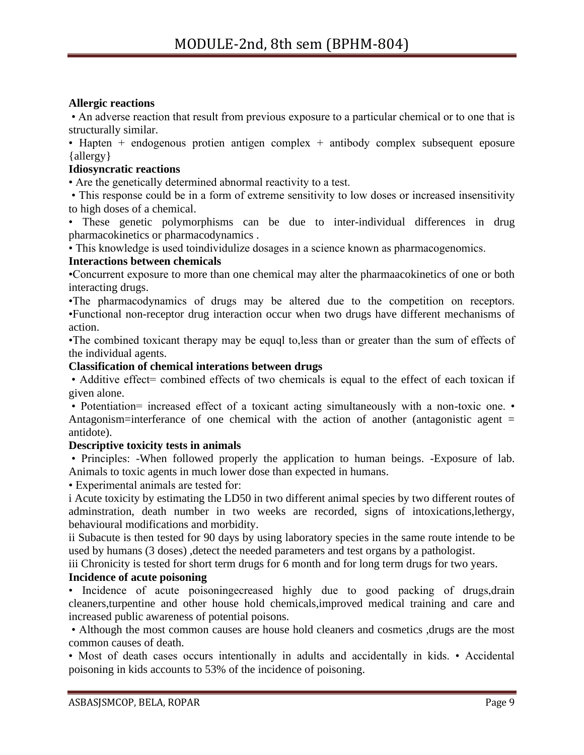**Allergic reactions**

• An adverse reaction that result from previous exposure to a particular chemical or to one that is structurally similar.

• Hapten + endogenous protien antigen complex + antibody complex subsequent eposure {allergy}

**Idiosyncratic reactions**

• Are the genetically determined abnormal reactivity to a test.

• This response could be in a form of extreme sensitivity to low doses or increased insensitivity to high doses of a chemical.

• These genetic polymorphisms can be due to inter-individual differences in drug pharmacokinetics or pharmacodynamics .

• This knowledge is used toindividulize dosages in a science known as pharmacogenomics.

**Interactions between chemicals**

•Concurrent exposure to more than one chemical may alter the pharmaacokinetics of one or both interacting drugs.

•The pharmacodynamics of drugs may be altered due to the competition on receptors. •Functional non-receptor drug interaction occur when two drugs have different mechanisms of action.

•The combined toxicant therapy may be equql to,less than or greater than the sum of effects of the individual agents.

**Classification of chemical interations between drugs**

• Additive effect= combined effects of two chemicals is equal to the effect of each toxican if given alone.

• Potentiation= increased effect of a toxicant acting simultaneously with a non-toxic one. • Antagonism=interferance of one chemical with the action of another (antagonistic agent = antidote).

**Descriptive toxicity tests in animals**

• Principles: -When followed properly the application to human beings. -Exposure of lab. Animals to toxic agents in much lower dose than expected in humans.

• Experimental animals are tested for:

i Acute toxicity by estimating the LD50 in two different animal species by two different routes of adminstration, death number in two weeks are recorded, signs of intoxications,lethergy, behavioural modifications and morbidity.

ii Subacute is then tested for 90 days by using laboratory species in the same route intende to be used by humans (3 doses) ,detect the needed parameters and test organs by a pathologist.

iii Chronicity is tested for short term drugs for 6 month and for long term drugs for two years.

**Incidence of acute poisoning**

• Incidence of acute poisoningecreased highly due to good packing of drugs,drain cleaners,turpentine and other house hold chemicals,improved medical training and care and increased public awareness of potential poisons.

• Although the most common causes are house hold cleaners and cosmetics ,drugs are the most common causes of death.

• Most of death cases occurs intentionally in adults and accidentally in kids. • Accidental poisoning in kids accounts to 53% of the incidence of poisoning.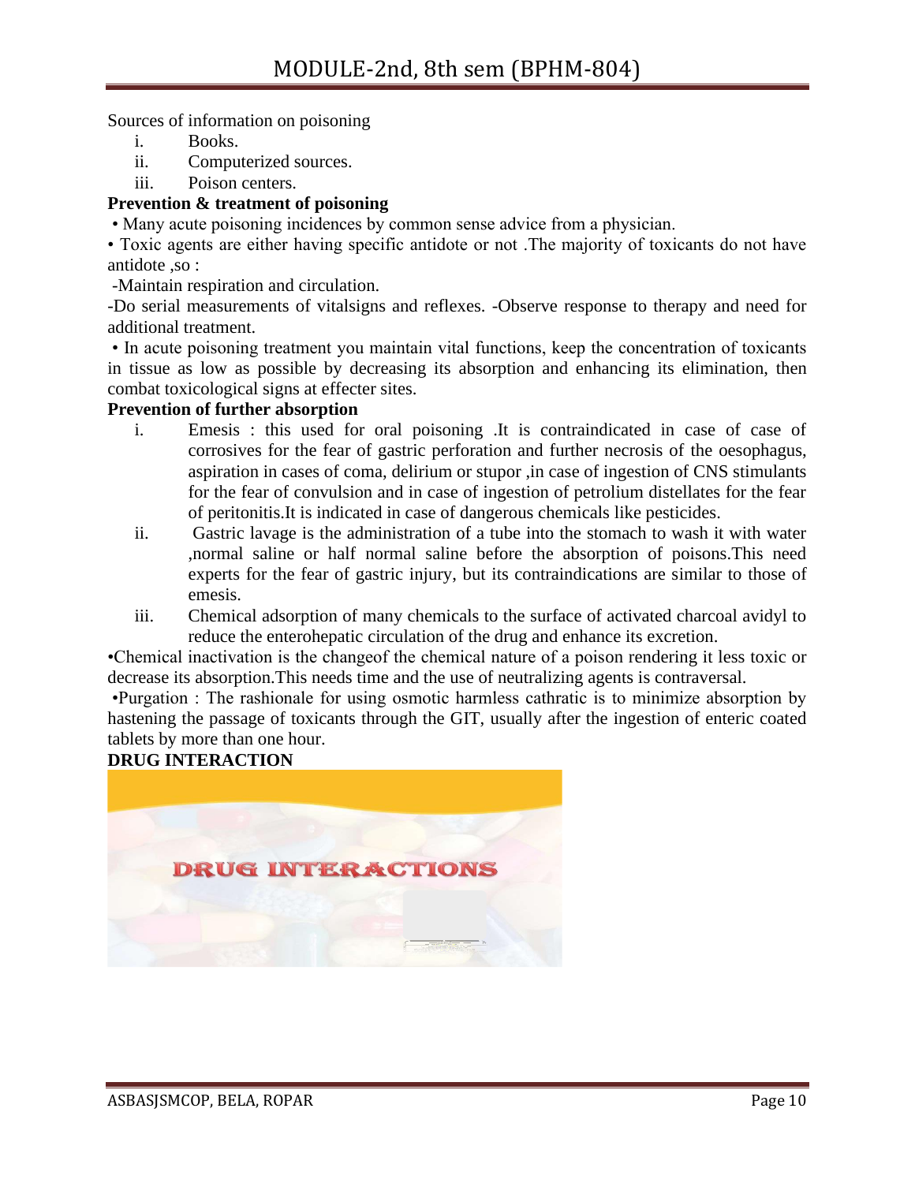Sources of information on poisoning

i. Books.
ii. Computerized sources.
iii. Poison centers.

**Prevention & treatment of poisoning**

• Many acute poisoning incidences by common sense advice from a physician.

• Toxic agents are either having specific antidote or not .The majority of toxicants do not have antidote ,so :

-Maintain respiration and circulation.

-Do serial measurements of vitalsigns and reflexes. -Observe response to therapy and need for additional treatment.

• In acute poisoning treatment you maintain vital functions, keep the concentration of toxicants in tissue as low as possible by decreasing its absorption and enhancing its elimination, then combat toxicological signs at effecter sites.

**Prevention of further absorption**

i. Emesis : this used for oral poisoning .It is contraindicated in case of case of corrosives for the fear of gastric perforation and further necrosis of the oesophagus, aspiration in cases of coma, delirium or stupor ,in case of ingestion of CNS stimulants for the fear of convulsion and in case of ingestion of petrolium distellates for the fear of peritonitis.It is indicated in case of dangerous chemicals like pesticides.
ii. Gastric lavage is the administration of a tube into the stomach to wash it with water ,normal saline or half normal saline before the absorption of poisons.This need experts for the fear of gastric injury, but its contraindications are similar to those of emesis.
iii. Chemical adsorption of many chemicals to the surface of activated charcoal avidyl to reduce the enterohepatic circulation of the drug and enhance its excretion.

•Chemical inactivation is the changeof the chemical nature of a poison rendering it less toxic or decrease its absorption.This needs time and the use of neutralizing agents is contraversal.

•Purgation : The rashionale for using osmotic harmless cathratic is to minimize absorption by hastening the passage of toxicants through the GIT, usually after the ingestion of enteric coated tablets by more than one hour.

**DRUG INTERACTION**

DRUG INTERACTIONS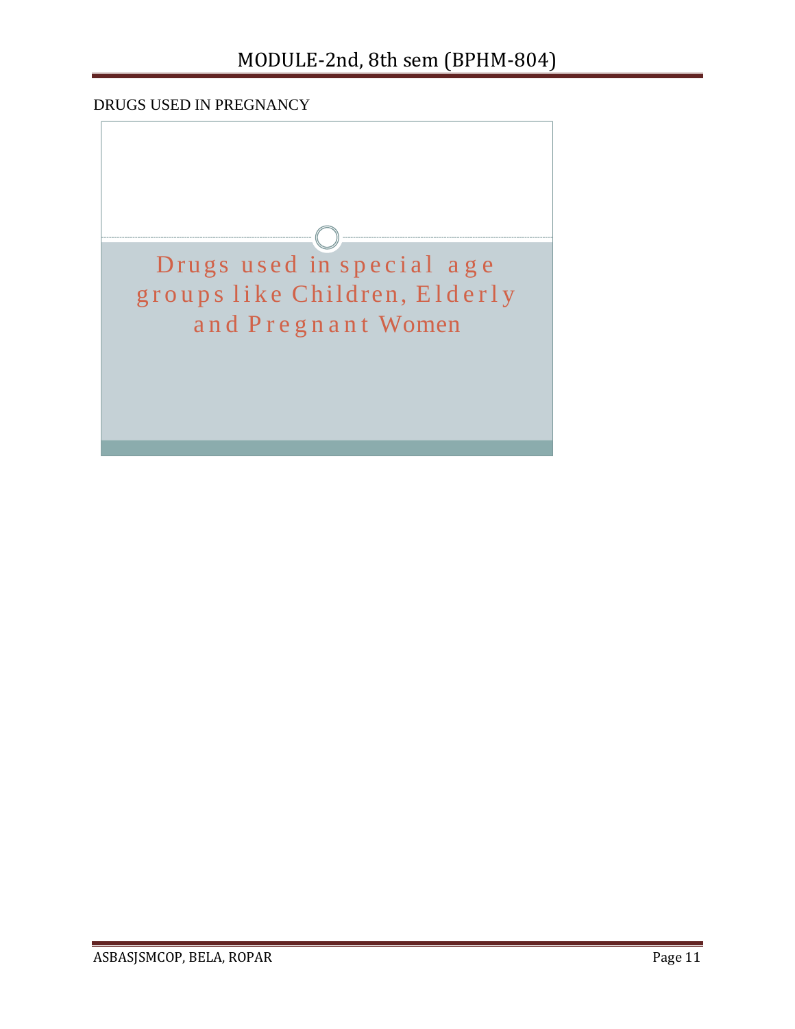DRUGS USED IN PREGNANCY

Drugs used in special age groups like Children, Elderly and Pregnant Women